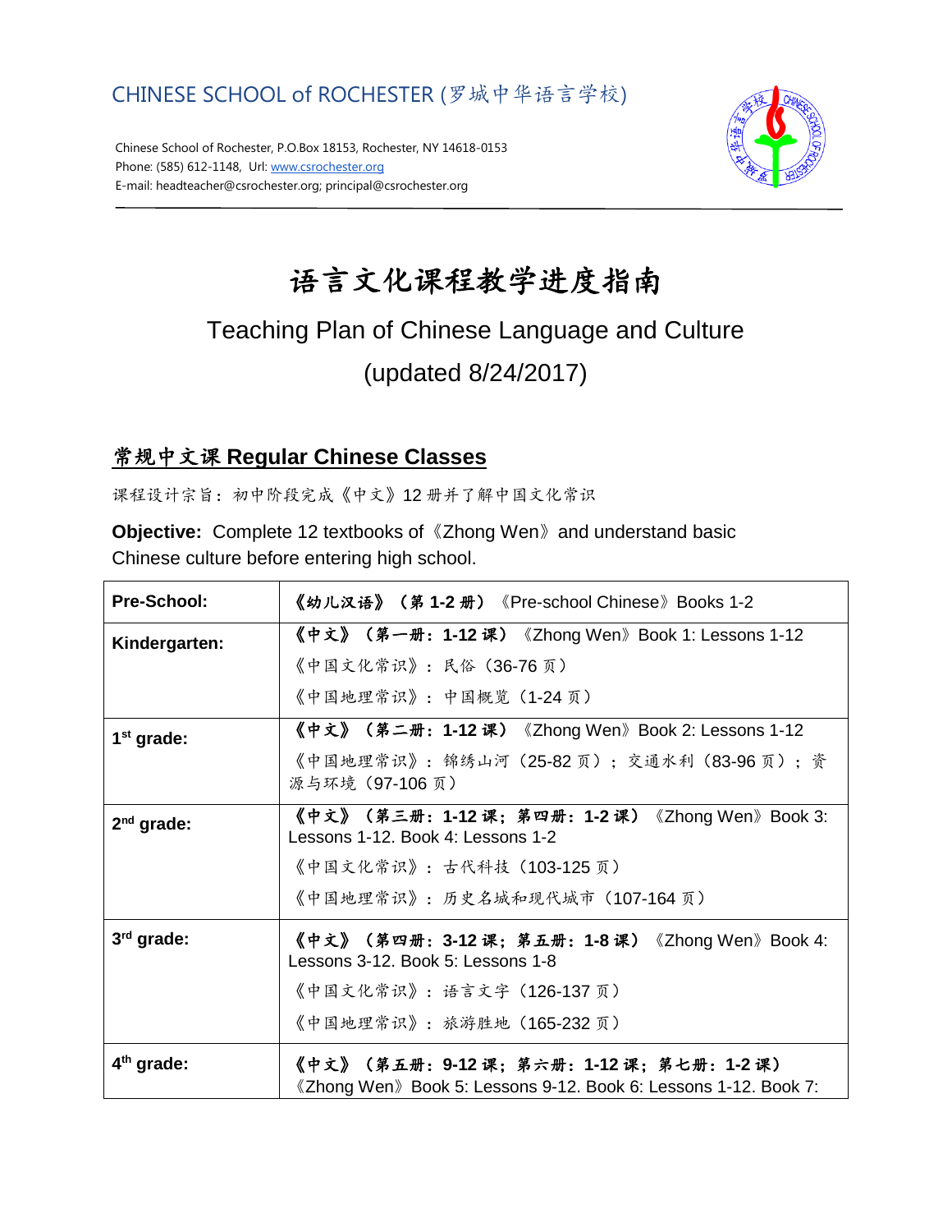CHINESE SCHOOL of ROCHESTER (罗城中华语言学校)

Chinese School of Rochester, P.O.Box 18153, Rochester, NY 14618-0153
Phone: (585) 612-1148, Url: www.csrochester.org
E-mail: headteacher@csrochester.org; principal@csrochester.org

# 语言文化课程教学进度指南

## Teaching Plan of Chinese Language and Culture

## (updated 8/24/2017)

## 常规中文课 Regular Chinese Classes

课程设计宗旨：初中阶段完成《中文》12 册并了解中国文化常识

**Objective:** Complete 12 textbooks of《Zhong Wen》and understand basic Chinese culture before entering high school.

| | |
|---|---|
| **Pre-School:** | **《幼儿汉语》（第 1-2 册）**《Pre-school Chinese》Books 1-2 |
| **Kindergarten:** | **《中文》（第一册：1-12 课）**《Zhong Wen》Book 1: Lessons 1-12<br>《中国文化常识》：民俗（36-76 页）<br>《中国地理常识》：中国概览（1-24 页） |
| **1st grade:** | **《中文》（第二册：1-12 课）**《Zhong Wen》Book 2: Lessons 1-12<br>《中国地理常识》：锦绣山河（25-82 页）；交通水利（83-96 页）；资源与环境（97-106 页） |
| **2nd grade:** | **《中文》（第三册：1-12 课；第四册：1-2 课）**《Zhong Wen》Book 3: Lessons 1-12. Book 4: Lessons 1-2<br>《中国文化常识》：古代科技（103-125 页）<br>《中国地理常识》：历史名城和现代城市（107-164 页） |
| **3rd grade:** | **《中文》（第四册：3-12 课；第五册：1-8 课）**《Zhong Wen》Book 4: Lessons 3-12. Book 5: Lessons 1-8<br>《中国文化常识》：语言文字（126-137 页）<br>《中国地理常识》：旅游胜地（165-232 页） |
| **4th grade:** | **《中文》（第五册：9-12 课；第六册：1-12 课；第七册：1-2 课）**《Zhong Wen》Book 5: Lessons 9-12. Book 6: Lessons 1-12. Book 7: |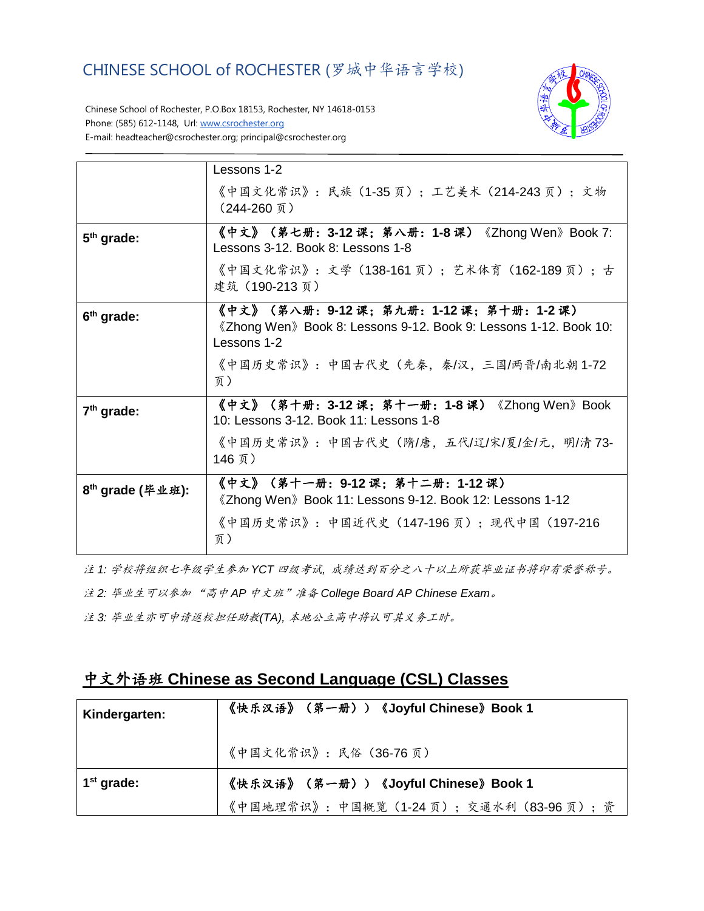| | |
|---|---|
| | Lessons 1-2<br>《中国文化常识》：民族（1-35 页）；工艺美术（214-243 页）；文物（244-260 页） |
| **5th grade:** | **《中文》（第七册：3-12 课；第八册：1-8 课）**《Zhong Wen》Book 7: Lessons 3-12. Book 8: Lessons 1-8<br>《中国文化常识》：文学（138-161 页）；艺术体育（162-189 页）；古建筑（190-213 页） |
| **6th grade:** | **《中文》（第八册：9-12 课；第九册：1-12 课；第十册：1-2 课）**《Zhong Wen》Book 8: Lessons 9-12. Book 9: Lessons 1-12. Book 10: Lessons 1-2<br>《中国历史常识》：中国古代史（先秦，秦/汉，三国/两晋/南北朝 1-72 页） |
| **7th grade:** | **《中文》（第十册：3-12 课；第十一册：1-8 课）**《Zhong Wen》Book 10: Lessons 3-12. Book 11: Lessons 1-8<br>《中国历史常识》：中国古代史（隋/唐，五代/辽/宋/夏/金/元，明/清 73-146 页） |
| **8th grade (毕业班):** | **《中文》（第十一册：9-12 课；第十二册：1-12 课）**《Zhong Wen》Book 11: Lessons 9-12. Book 12: Lessons 1-12<br>《中国历史常识》：中国近代史（147-196 页）；现代中国（197-216 页） |

*注 1: 学校将组织七年级学生参加 YCT 四级考试，成绩达到百分之八十以上所获毕业证书将印有荣誉称号。*

*注 2: 毕业生可以参加 "高中 AP 中文班" 准备 College Board AP Chinese Exam。*

*注 3: 毕业生亦可申请返校担任助教(TA), 本地公立高中将认可其义务工时。*

## 中文外语班 Chinese as Second Language (CSL) Classes

| | |
|---|---|
| **Kindergarten:** | **《快乐汉语》（第一册））《Joyful Chinese》Book 1**<br>《中国文化常识》：民俗（36-76 页） |
| **1st grade:** | **《快乐汉语》（第一册））《Joyful Chinese》Book 1**<br>《中国地理常识》：中国概览（1-24 页）；交通水利（83-96 页）；资 |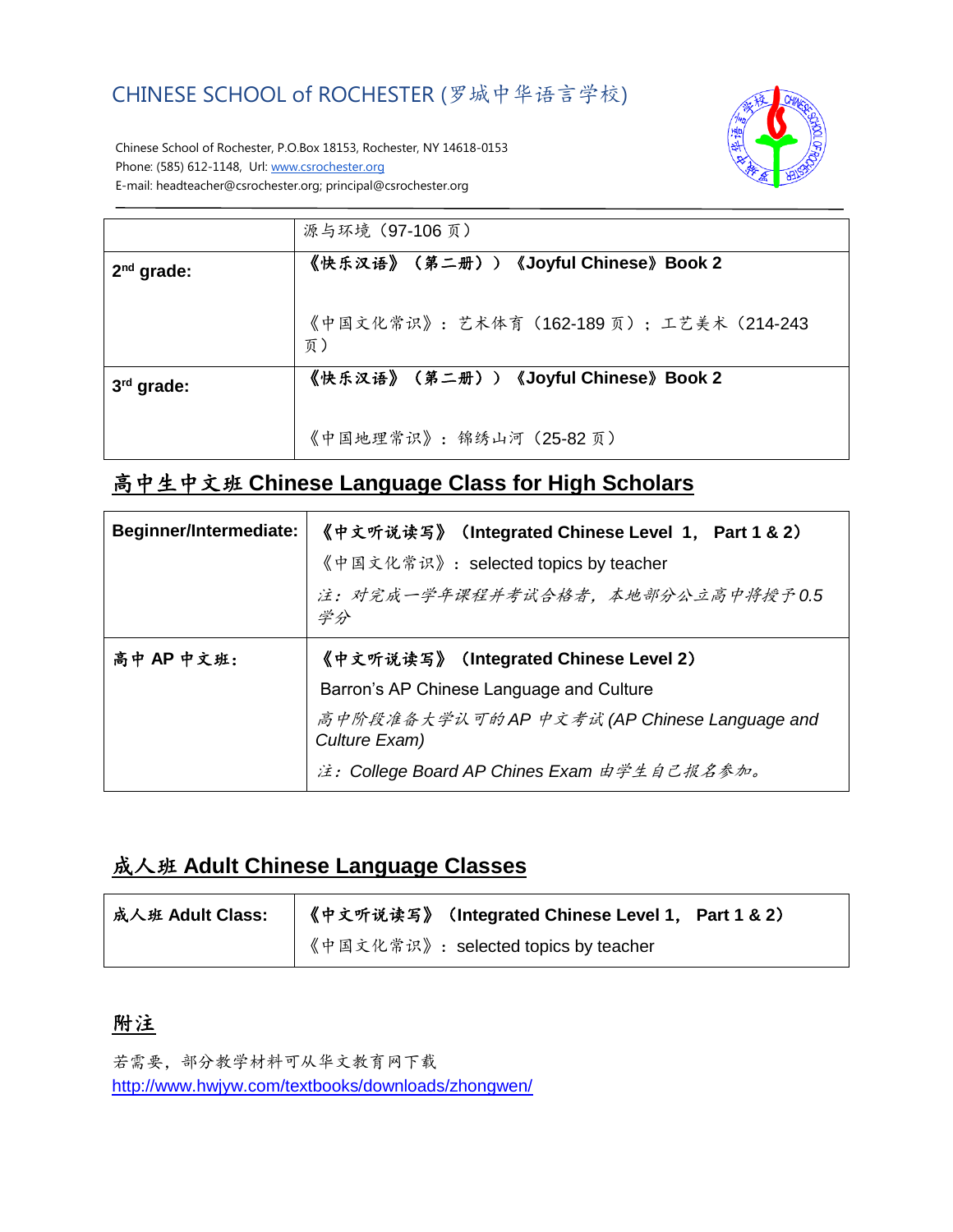| | |
|---|---|
| | 源与环境（97-106 页） |
| **2nd grade:** | **《快乐汉语》（第二册））《Joyful Chinese》Book 2**<br><br>《中国文化常识》：艺术体育（162-189 页）；工艺美术（214-243 页） |
| **3rd grade:** | **《快乐汉语》（第二册））《Joyful Chinese》Book 2**<br><br>《中国地理常识》：锦绣山河（25-82 页） |

## 高中生中文班 Chinese Language Class for High Scholars

| | |
|---|---|
| **Beginner/Intermediate:** | **《中文听说读写》（Integrated Chinese Level 1， Part 1 & 2）**<br>《中国文化常识》：selected topics by teacher<br>*注：对完成一学年课程并考试合格者，本地部分公立高中将授予 0.5 学分* |
| **高中 AP 中文班：** | **《中文听说读写》（Integrated Chinese Level 2）**<br>Barron's AP Chinese Language and Culture<br>*高中阶段准备大学认可的 AP 中文考试 (AP Chinese Language and Culture Exam)*<br>*注：College Board AP Chines Exam 由学生自己报名参加。* |

## 成人班 Adult Chinese Language Classes

| | |
|---|---|
| **成人班 Adult Class:** | **《中文听说读写》（Integrated Chinese Level 1， Part 1 & 2）**<br>《中国文化常识》：selected topics by teacher |

## 附注

若需要，部分教学材料可从华文教育网下载
http://www.hwjyw.com/textbooks/downloads/zhongwen/